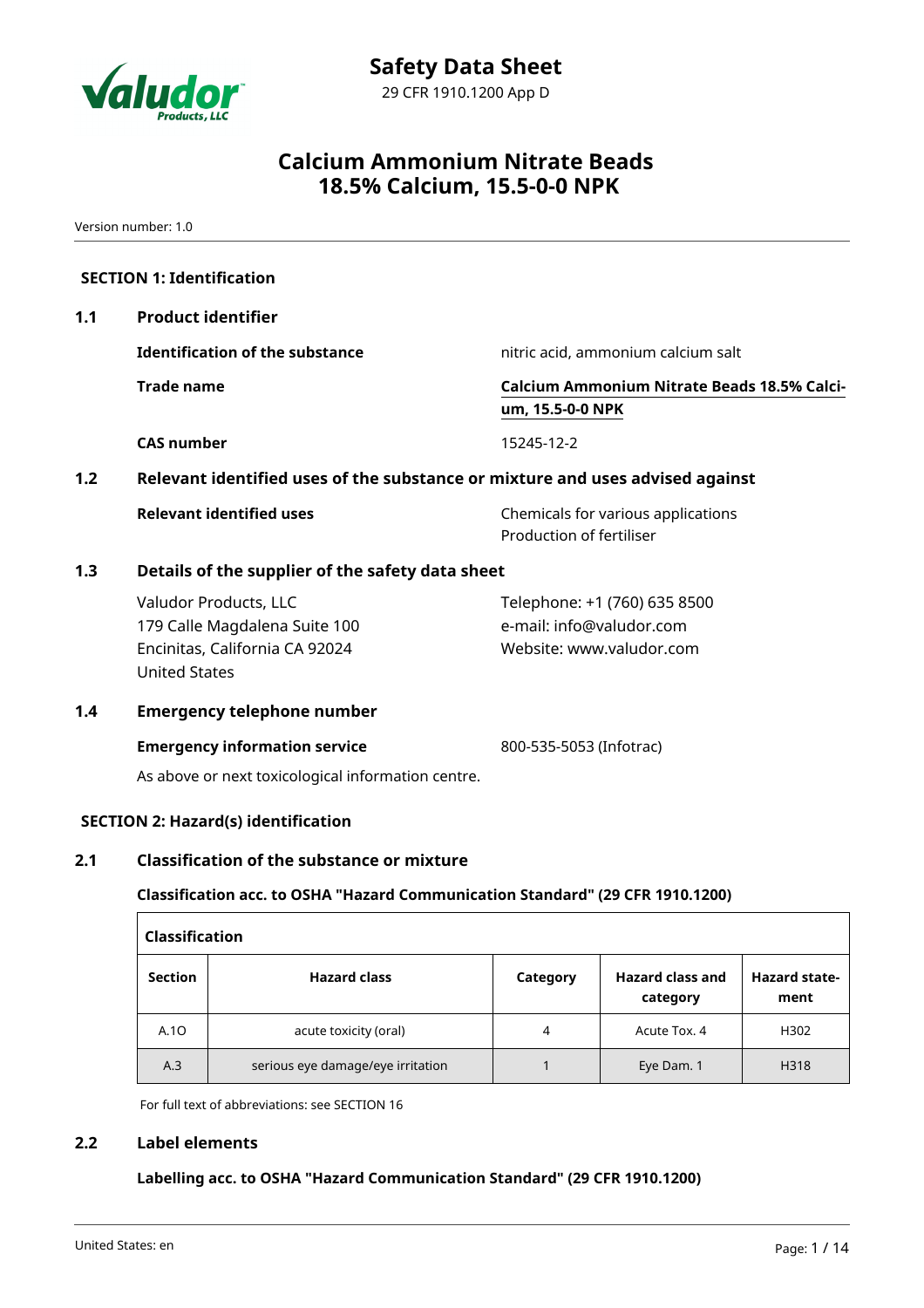# Safety Data Sheet

29 CFR 1910.1200 App D

## Calcium Ammonium Nitrate Beads 18.5% Calcium, 15.5-0-0 NPK

Version number: 1.0

### SECTION 1: Identification

**1.1 Product identifier**

**Identification of the substance**: nitric acid, ammonium calcium salt

**Trade name**: Calcium Ammonium Nitrate Beads 18.5% Calcium, 15.5-0-0 NPK

**CAS number**: 15245-12-2

**1.2 Relevant identified uses of the substance or mixture and uses advised against**

**Relevant identified uses**: Chemicals for various applications
Production of fertiliser

**1.3 Details of the supplier of the safety data sheet**

Valudor Products, LLC
179 Calle Magdalena Suite 100
Encinitas, California CA 92024
United States

Telephone: +1 (760) 635 8500
e-mail: info@valudor.com
Website: www.valudor.com

**1.4 Emergency telephone number**

**Emergency information service**: 800-535-5053 (Infotrac)

As above or next toxicological information centre.

### SECTION 2: Hazard(s) identification

**2.1 Classification of the substance or mixture**

**Classification acc. to OSHA "Hazard Communication Standard" (29 CFR 1910.1200)**

| Section | Hazard class | Category | Hazard class and category | Hazard statement |
|---|---|---|---|---|
| A.1O | acute toxicity (oral) | 4 | Acute Tox. 4 | H302 |
| A.3 | serious eye damage/eye irritation | 1 | Eye Dam. 1 | H318 |

For full text of abbreviations: see SECTION 16

**2.2 Label elements**

**Labelling acc. to OSHA "Hazard Communication Standard" (29 CFR 1910.1200)**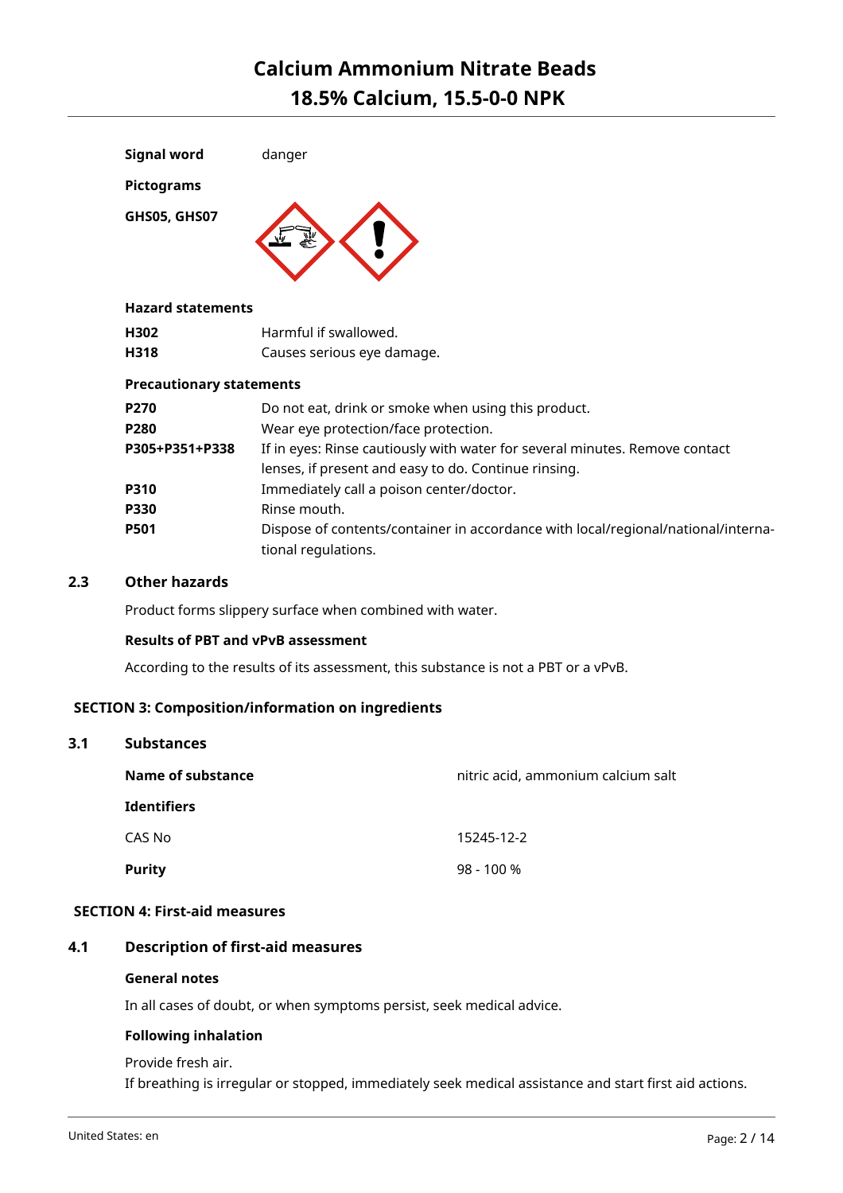**Signal word** danger

**Pictograms**

**GHS05, GHS07**

**Hazard statements**

| | |
|---|---|
| **H302** | Harmful if swallowed. |
| **H318** | Causes serious eye damage. |

**Precautionary statements**

| | |
|---|---|
| **P270** | Do not eat, drink or smoke when using this product. |
| **P280** | Wear eye protection/face protection. |
| **P305+P351+P338** | If in eyes: Rinse cautiously with water for several minutes. Remove contact lenses, if present and easy to do. Continue rinsing. |
| **P310** | Immediately call a poison center/doctor. |
| **P330** | Rinse mouth. |
| **P501** | Dispose of contents/container in accordance with local/regional/national/international regulations. |

## 2.3 Other hazards

Product forms slippery surface when combined with water.

**Results of PBT and vPvB assessment**

According to the results of its assessment, this substance is not a PBT or a vPvB.

# SECTION 3: Composition/information on ingredients

## 3.1 Substances

| | |
|---|---|
| **Name of substance** | nitric acid, ammonium calcium salt |
| **Identifiers** | |
| CAS No | 15245-12-2 |
| **Purity** | 98 - 100 % |

# SECTION 4: First-aid measures

## 4.1 Description of first-aid measures

**General notes**

In all cases of doubt, or when symptoms persist, seek medical advice.

**Following inhalation**

Provide fresh air.
If breathing is irregular or stopped, immediately seek medical assistance and start first aid actions.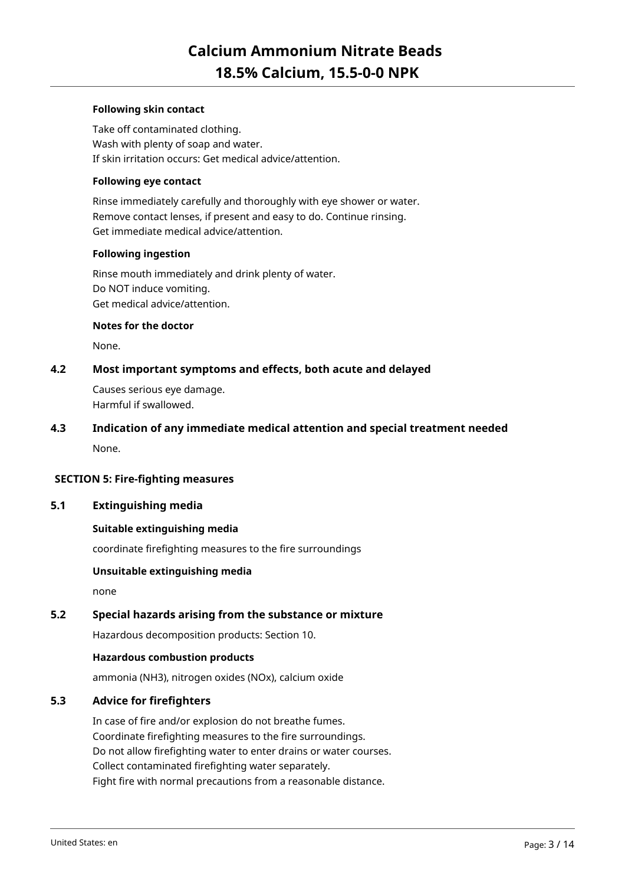#### Following skin contact

Take off contaminated clothing.
Wash with plenty of soap and water.
If skin irritation occurs: Get medical advice/attention.

#### Following eye contact

Rinse immediately carefully and thoroughly with eye shower or water.
Remove contact lenses, if present and easy to do. Continue rinsing.
Get immediate medical advice/attention.

#### Following ingestion

Rinse mouth immediately and drink plenty of water.
Do NOT induce vomiting.
Get medical advice/attention.

#### Notes for the doctor

None.

### 4.2 Most important symptoms and effects, both acute and delayed

Causes serious eye damage.
Harmful if swallowed.

### 4.3 Indication of any immediate medical attention and special treatment needed

None.

## SECTION 5: Fire-fighting measures

### 5.1 Extinguishing media

#### Suitable extinguishing media

coordinate firefighting measures to the fire surroundings

#### Unsuitable extinguishing media

none

### 5.2 Special hazards arising from the substance or mixture

Hazardous decomposition products: Section 10.

#### Hazardous combustion products

ammonia ($NH_3$), nitrogen oxides ($NO_x$), calcium oxide

### 5.3 Advice for firefighters

In case of fire and/or explosion do not breathe fumes.
Coordinate firefighting measures to the fire surroundings.
Do not allow firefighting water to enter drains or water courses.
Collect contaminated firefighting water separately.
Fight fire with normal precautions from a reasonable distance.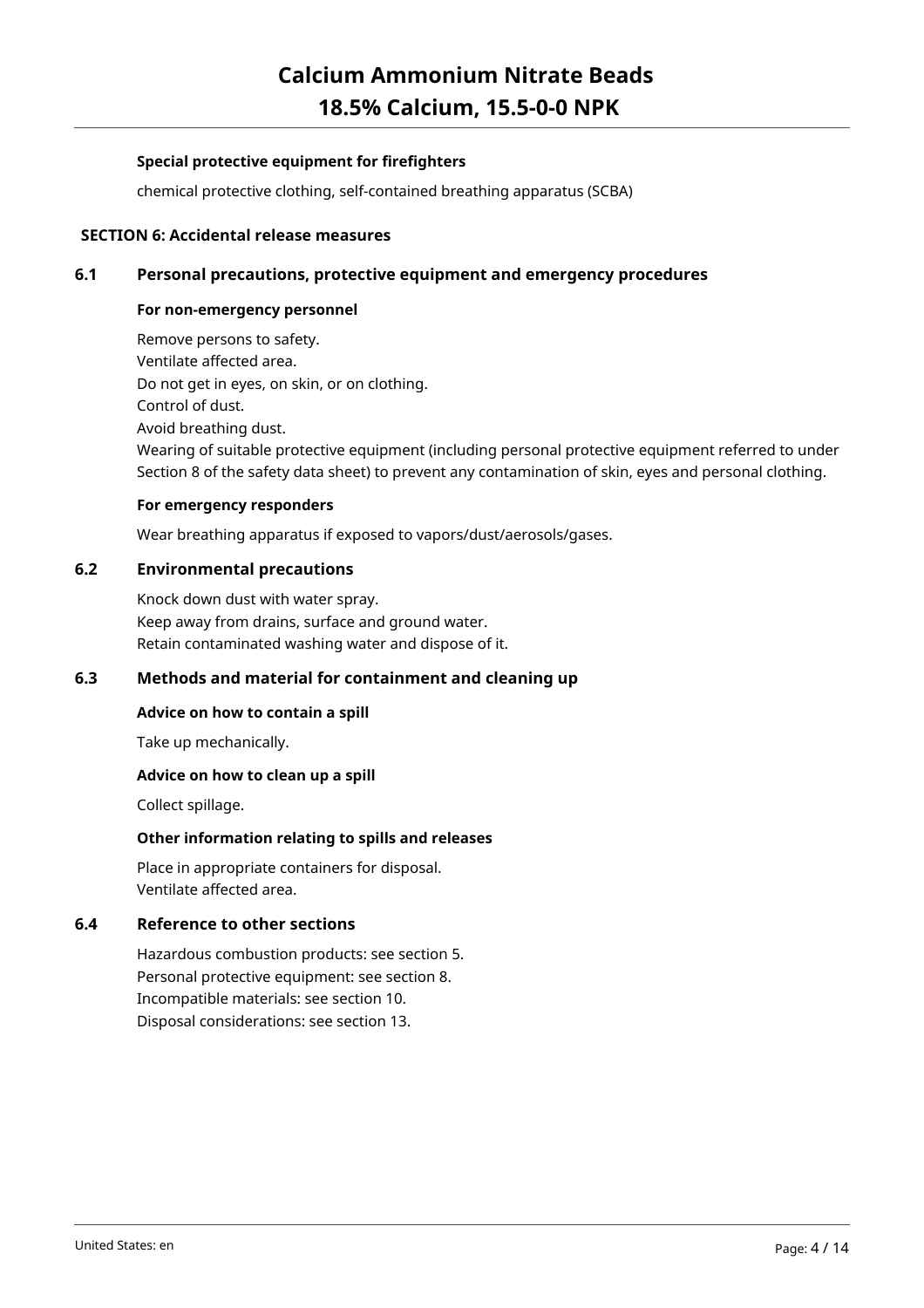#### Special protective equipment for firefighters

chemical protective clothing, self-contained breathing apparatus (SCBA)

## SECTION 6: Accidental release measures

### 6.1 Personal precautions, protective equipment and emergency procedures

#### For non-emergency personnel

Remove persons to safety.
Ventilate affected area.
Do not get in eyes, on skin, or on clothing.
Control of dust.
Avoid breathing dust.
Wearing of suitable protective equipment (including personal protective equipment referred to under Section 8 of the safety data sheet) to prevent any contamination of skin, eyes and personal clothing.

#### For emergency responders

Wear breathing apparatus if exposed to vapors/dust/aerosols/gases.

### 6.2 Environmental precautions

Knock down dust with water spray.
Keep away from drains, surface and ground water.
Retain contaminated washing water and dispose of it.

### 6.3 Methods and material for containment and cleaning up

#### Advice on how to contain a spill

Take up mechanically.

#### Advice on how to clean up a spill

Collect spillage.

#### Other information relating to spills and releases

Place in appropriate containers for disposal.
Ventilate affected area.

### 6.4 Reference to other sections

Hazardous combustion products: see section 5.
Personal protective equipment: see section 8.
Incompatible materials: see section 10.
Disposal considerations: see section 13.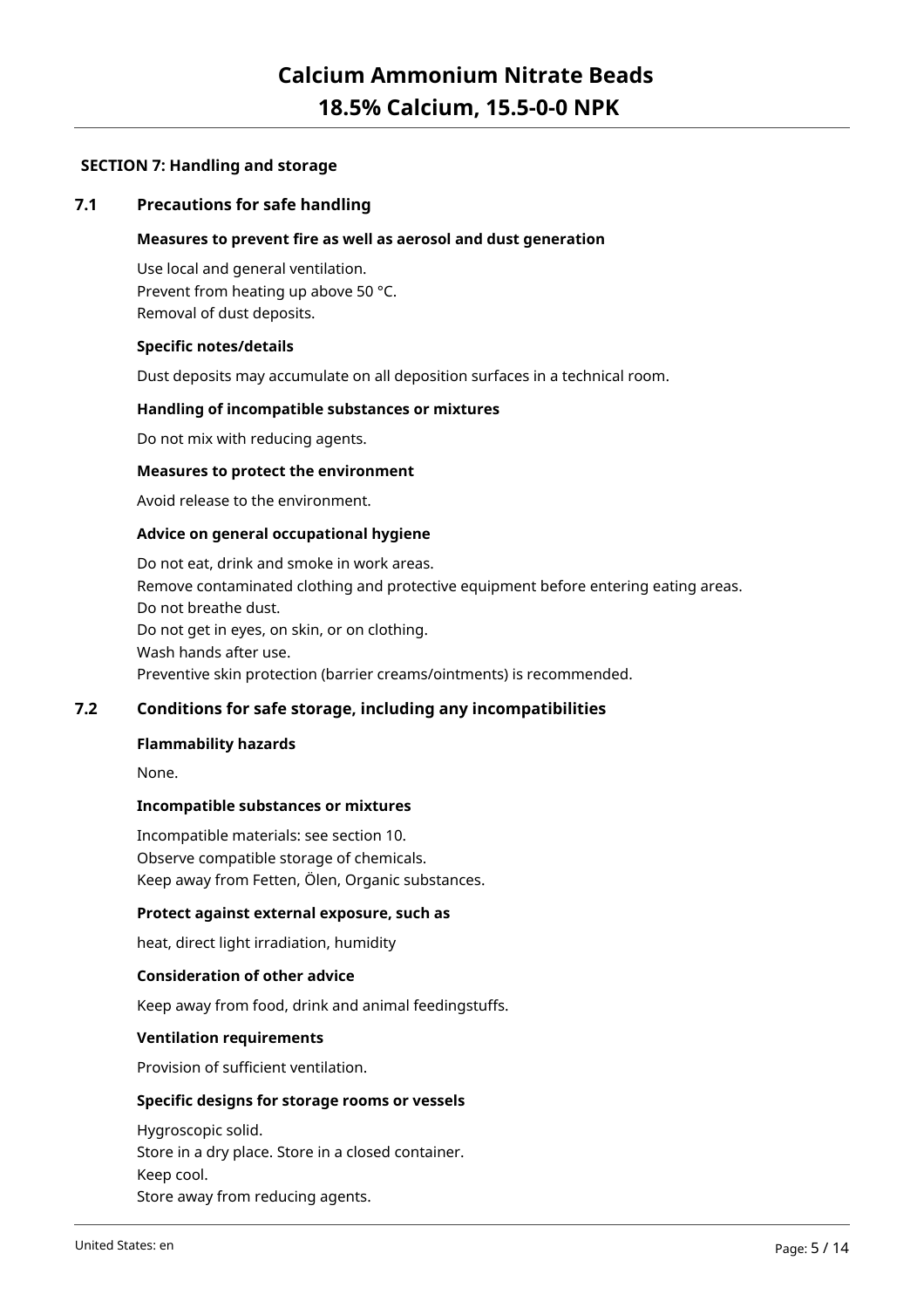## SECTION 7: Handling and storage

### 7.1 Precautions for safe handling

**Measures to prevent fire as well as aerosol and dust generation**

Use local and general ventilation.
Prevent from heating up above 50 °C.
Removal of dust deposits.

**Specific notes/details**

Dust deposits may accumulate on all deposition surfaces in a technical room.

**Handling of incompatible substances or mixtures**

Do not mix with reducing agents.

**Measures to protect the environment**

Avoid release to the environment.

**Advice on general occupational hygiene**

Do not eat, drink and smoke in work areas.
Remove contaminated clothing and protective equipment before entering eating areas.
Do not breathe dust.
Do not get in eyes, on skin, or on clothing.
Wash hands after use.
Preventive skin protection (barrier creams/ointments) is recommended.

### 7.2 Conditions for safe storage, including any incompatibilities

**Flammability hazards**

None.

**Incompatible substances or mixtures**

Incompatible materials: see section 10.
Observe compatible storage of chemicals.
Keep away from Fetten, Ölen, Organic substances.

**Protect against external exposure, such as**

heat, direct light irradiation, humidity

**Consideration of other advice**

Keep away from food, drink and animal feedingstuffs.

**Ventilation requirements**

Provision of sufficient ventilation.

**Specific designs for storage rooms or vessels**

Hygroscopic solid.
Store in a dry place. Store in a closed container.
Keep cool.
Store away from reducing agents.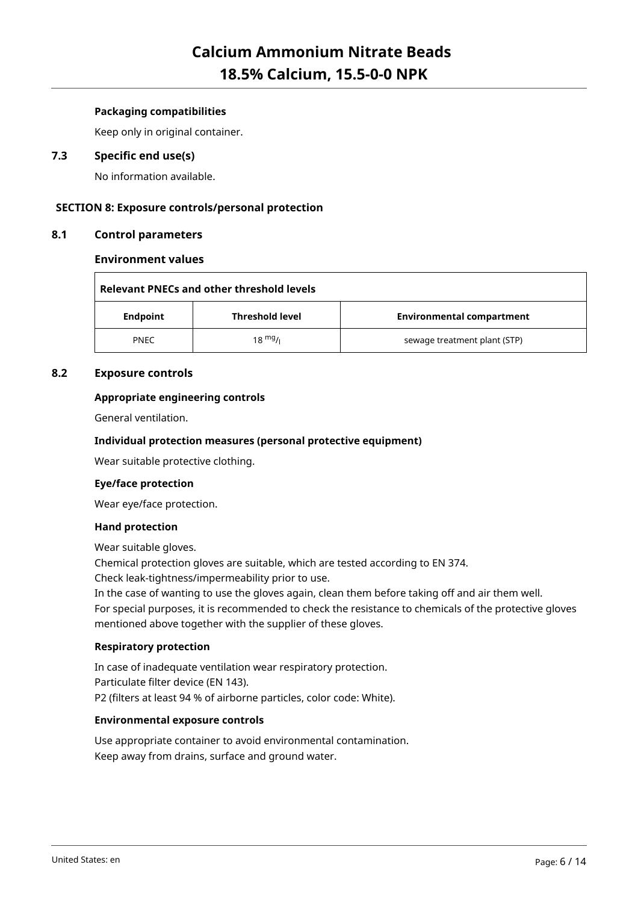#### Packaging compatibilities

Keep only in original container.

### 7.3 Specific end use(s)

No information available.

## SECTION 8: Exposure controls/personal protection

### 8.1 Control parameters

#### Environment values

| Relevant PNECs and other threshold levels | | |
|---|---|---|
| **Endpoint** | **Threshold level** | **Environmental compartment** |
| PNEC | 18 $^{mg}/_{l}$ | sewage treatment plant (STP) |

### 8.2 Exposure controls

#### Appropriate engineering controls

General ventilation.

#### Individual protection measures (personal protective equipment)

Wear suitable protective clothing.

#### Eye/face protection

Wear eye/face protection.

#### Hand protection

Wear suitable gloves.
Chemical protection gloves are suitable, which are tested according to EN 374.
Check leak-tightness/impermeability prior to use.
In the case of wanting to use the gloves again, clean them before taking off and air them well.
For special purposes, it is recommended to check the resistance to chemicals of the protective gloves mentioned above together with the supplier of these gloves.

#### Respiratory protection

In case of inadequate ventilation wear respiratory protection.
Particulate filter device (EN 143).
P2 (filters at least 94 % of airborne particles, color code: White).

#### Environmental exposure controls

Use appropriate container to avoid environmental contamination.
Keep away from drains, surface and ground water.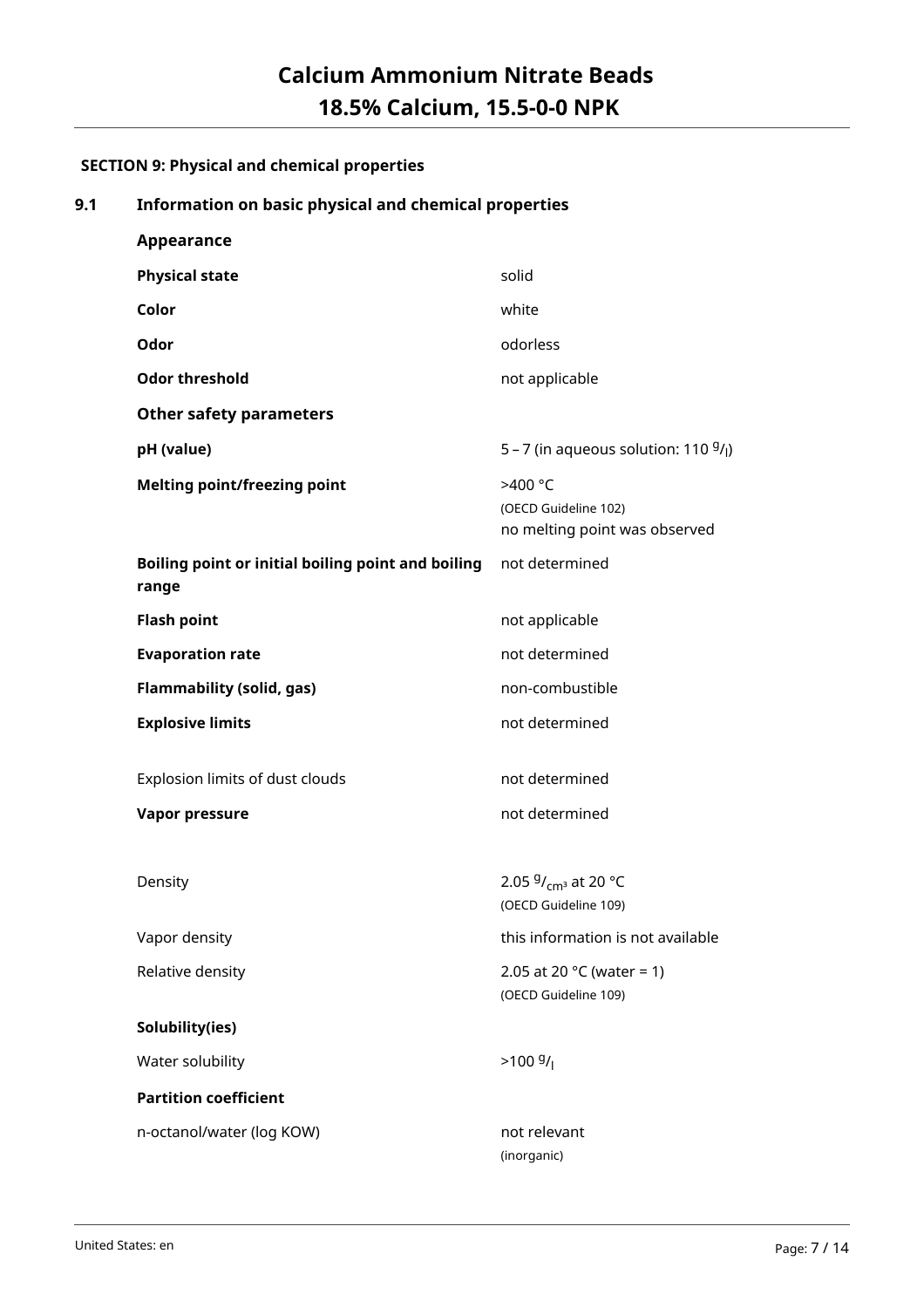## SECTION 9: Physical and chemical properties

### 9.1 Information on basic physical and chemical properties

**Appearance**

| | |
|---|---|
| **Physical state** | solid |
| **Color** | white |
| **Odor** | odorless |
| **Odor threshold** | not applicable |

**Other safety parameters**

| | |
|---|---|
| **pH (value)** | 5 – 7 (in aqueous solution: 110 $^{g}/_{l}$) |
| **Melting point/freezing point** | >400 °C (OECD Guideline 102) no melting point was observed |
| **Boiling point or initial boiling point and boiling range** | not determined |
| **Flash point** | not applicable |
| **Evaporation rate** | not determined |
| **Flammability (solid, gas)** | non-combustible |
| **Explosive limits** | not determined |
| Explosion limits of dust clouds | not determined |
| **Vapor pressure** | not determined |
| Density | 2.05 $^{g}/_{cm^3}$ at 20 °C (OECD Guideline 109) |
| Vapor density | this information is not available |
| Relative density | 2.05 at 20 °C (water = 1) (OECD Guideline 109) |

**Solubility(ies)**

| | |
|---|---|
| Water solubility | >100 $^{g}/_{l}$ |

**Partition coefficient**

| | |
|---|---|
| n-octanol/water (log KOW) | not relevant (inorganic) |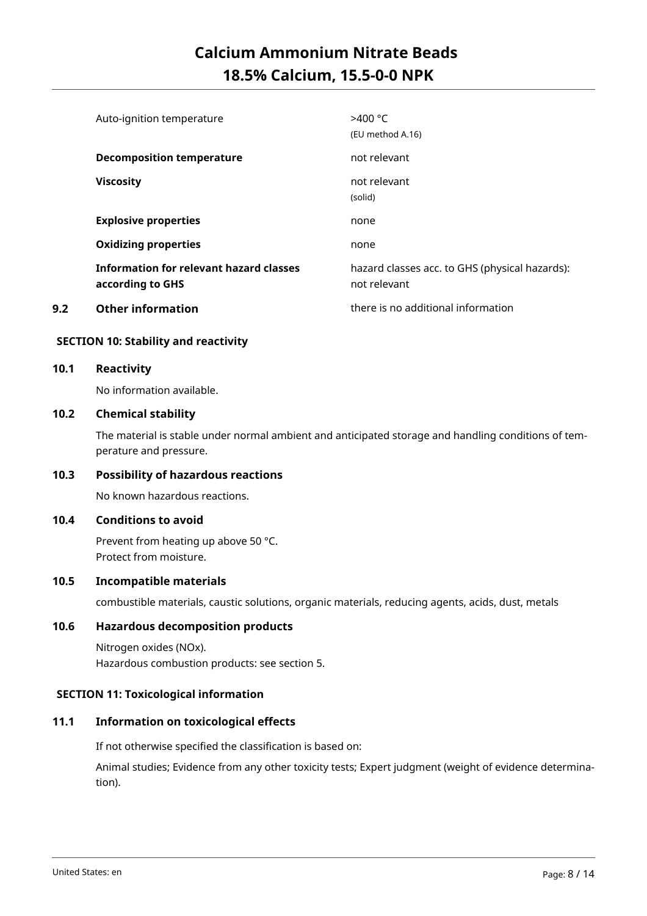| | |
|---|---|
| Auto-ignition temperature | >400 °C (EU method A.16) |
| **Decomposition temperature** | not relevant |
| **Viscosity** | not relevant (solid) |
| **Explosive properties** | none |
| **Oxidizing properties** | none |
| **Information for relevant hazard classes according to GHS** | hazard classes acc. to GHS (physical hazards): not relevant |

**9.2 Other information** — there is no additional information

## SECTION 10: Stability and reactivity

### 10.1 Reactivity

No information available.

### 10.2 Chemical stability

The material is stable under normal ambient and anticipated storage and handling conditions of temperature and pressure.

### 10.3 Possibility of hazardous reactions

No known hazardous reactions.

### 10.4 Conditions to avoid

Prevent from heating up above 50 °C.
Protect from moisture.

### 10.5 Incompatible materials

combustible materials, caustic solutions, organic materials, reducing agents, acids, dust, metals

### 10.6 Hazardous decomposition products

Nitrogen oxides (NOx).
Hazardous combustion products: see section 5.

## SECTION 11: Toxicological information

### 11.1 Information on toxicological effects

If not otherwise specified the classification is based on:

Animal studies; Evidence from any other toxicity tests; Expert judgment (weight of evidence determination).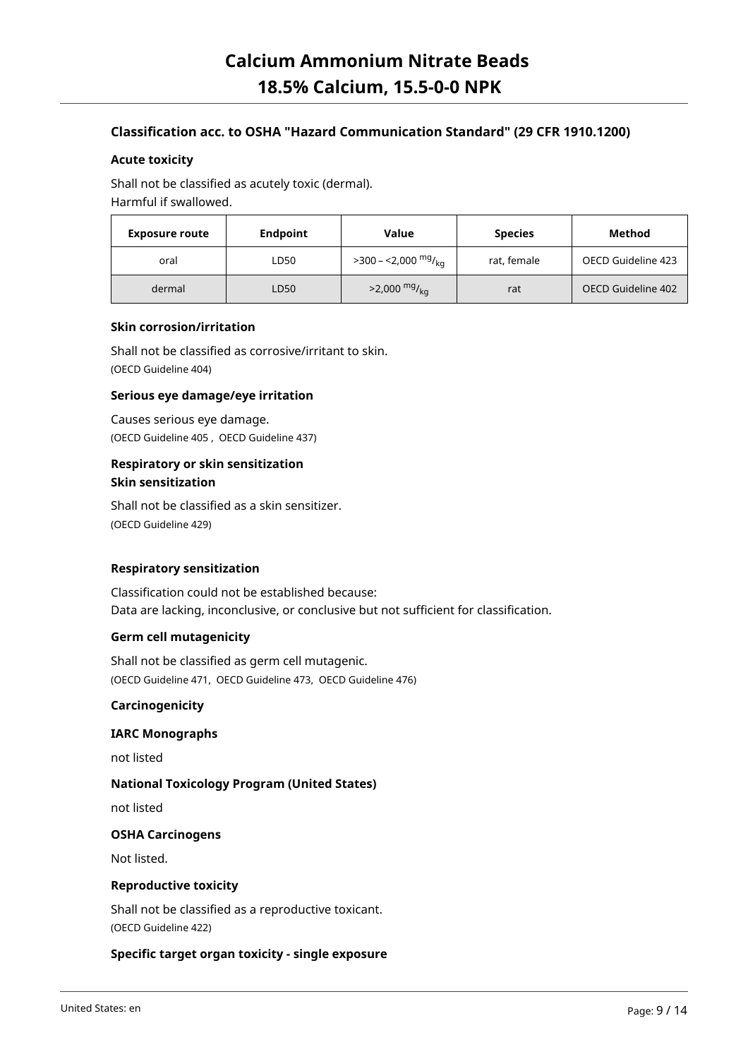### Classification acc. to OSHA "Hazard Communication Standard" (29 CFR 1910.1200)

#### Acute toxicity

Shall not be classified as acutely toxic (dermal).
Harmful if swallowed.

| Exposure route | Endpoint | Value | Species | Method |
|---|---|---|---|---|
| oral | LD50 | >300 – <2,000 $^{mg}/_{kg}$ | rat, female | OECD Guideline 423 |
| dermal | LD50 | >2,000 $^{mg}/_{kg}$ | rat | OECD Guideline 402 |

#### Skin corrosion/irritation

Shall not be classified as corrosive/irritant to skin.
(OECD Guideline 404)

#### Serious eye damage/eye irritation

Causes serious eye damage.
(OECD Guideline 405 , OECD Guideline 437)

#### Respiratory or skin sensitization
#### Skin sensitization

Shall not be classified as a skin sensitizer.
(OECD Guideline 429)

#### Respiratory sensitization

Classification could not be established because:
Data are lacking, inconclusive, or conclusive but not sufficient for classification.

#### Germ cell mutagenicity

Shall not be classified as germ cell mutagenic.
(OECD Guideline 471, OECD Guideline 473, OECD Guideline 476)

#### Carcinogenicity

#### IARC Monographs

not listed

#### National Toxicology Program (United States)

not listed

#### OSHA Carcinogens

Not listed.

#### Reproductive toxicity

Shall not be classified as a reproductive toxicant.
(OECD Guideline 422)

#### Specific target organ toxicity - single exposure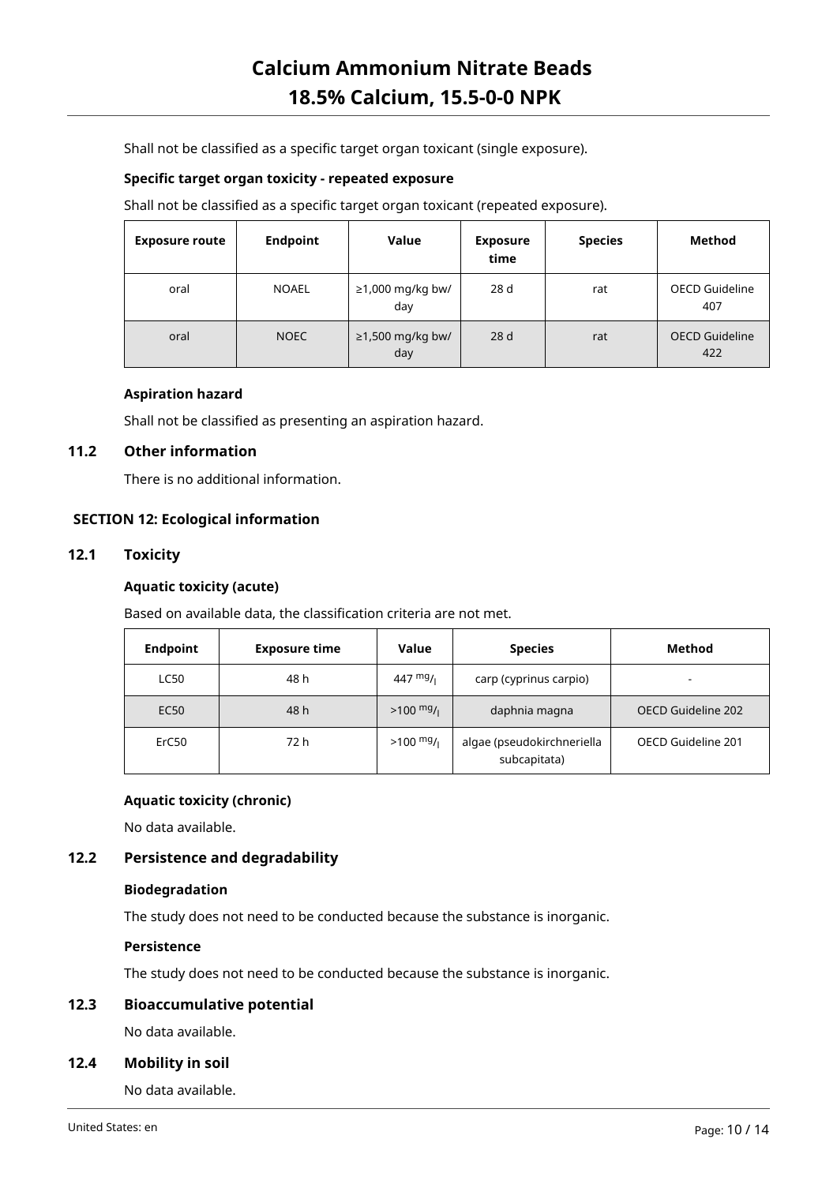Shall not be classified as a specific target organ toxicant (single exposure).

**Specific target organ toxicity - repeated exposure**

Shall not be classified as a specific target organ toxicant (repeated exposure).

| Exposure route | Endpoint | Value | Exposure time | Species | Method |
|---|---|---|---|---|---|
| oral | NOAEL | ≥1,000 mg/kg bw/day | 28 d | rat | OECD Guideline 407 |
| oral | NOEC | ≥1,500 mg/kg bw/day | 28 d | rat | OECD Guideline 422 |

**Aspiration hazard**

Shall not be classified as presenting an aspiration hazard.

## 11.2 Other information

There is no additional information.

# SECTION 12: Ecological information

## 12.1 Toxicity

**Aquatic toxicity (acute)**

Based on available data, the classification criteria are not met.

| Endpoint | Exposure time | Value | Species | Method |
|---|---|---|---|---|
| LC50 | 48 h | 447 mg/l | carp (cyprinus carpio) | - |
| EC50 | 48 h | >100 mg/l | daphnia magna | OECD Guideline 202 |
| ErC50 | 72 h | >100 mg/l | algae (pseudokirchneriella subcapitata) | OECD Guideline 201 |

**Aquatic toxicity (chronic)**

No data available.

## 12.2 Persistence and degradability

**Biodegradation**

The study does not need to be conducted because the substance is inorganic.

**Persistence**

The study does not need to be conducted because the substance is inorganic.

## 12.3 Bioaccumulative potential

No data available.

## 12.4 Mobility in soil

No data available.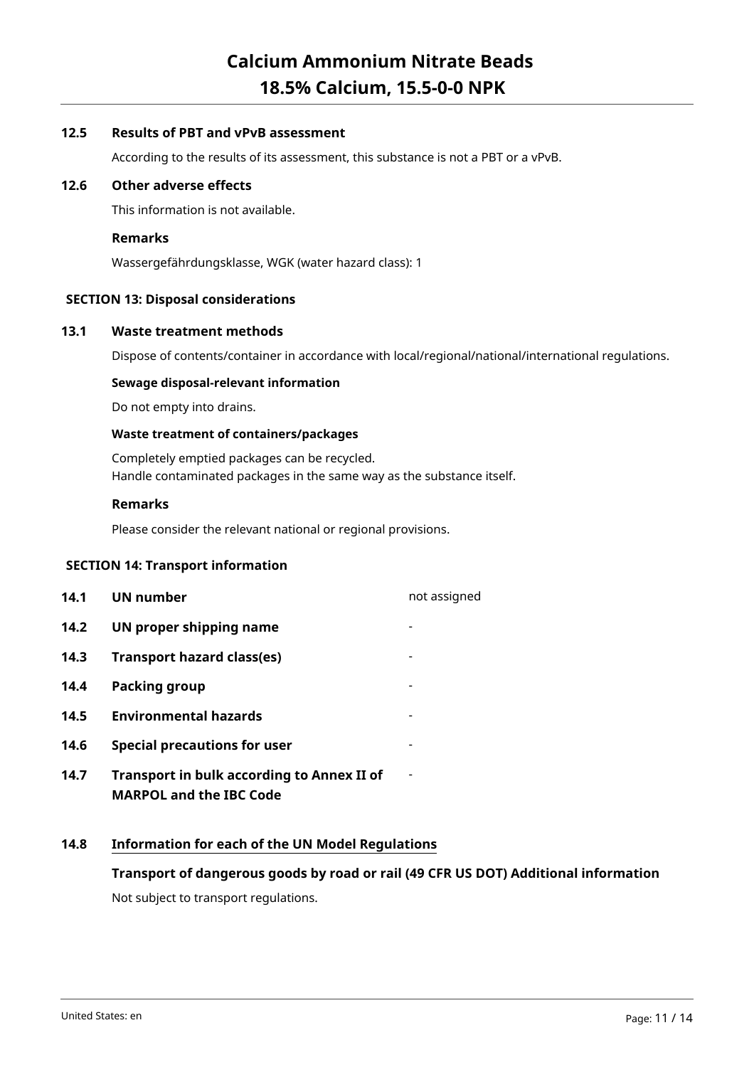### 12.5 Results of PBT and vPvB assessment

According to the results of its assessment, this substance is not a PBT or a vPvB.

### 12.6 Other adverse effects

This information is not available.

**Remarks**

Wassergefährdungsklasse, WGK (water hazard class): 1

## SECTION 13: Disposal considerations

### 13.1 Waste treatment methods

Dispose of contents/container in accordance with local/regional/national/international regulations.

**Sewage disposal-relevant information**

Do not empty into drains.

**Waste treatment of containers/packages**

Completely emptied packages can be recycled.
Handle contaminated packages in the same way as the substance itself.

**Remarks**

Please consider the relevant national or regional provisions.

## SECTION 14: Transport information

| | | |
|---|---|---|
| **14.1** | **UN number** | not assigned |
| **14.2** | **UN proper shipping name** | - |
| **14.3** | **Transport hazard class(es)** | - |
| **14.4** | **Packing group** | - |
| **14.5** | **Environmental hazards** | - |
| **14.6** | **Special precautions for user** | - |
| **14.7** | **Transport in bulk according to Annex II of MARPOL and the IBC Code** | - |

### 14.8 Information for each of the UN Model Regulations

**Transport of dangerous goods by road or rail (49 CFR US DOT) Additional information**

Not subject to transport regulations.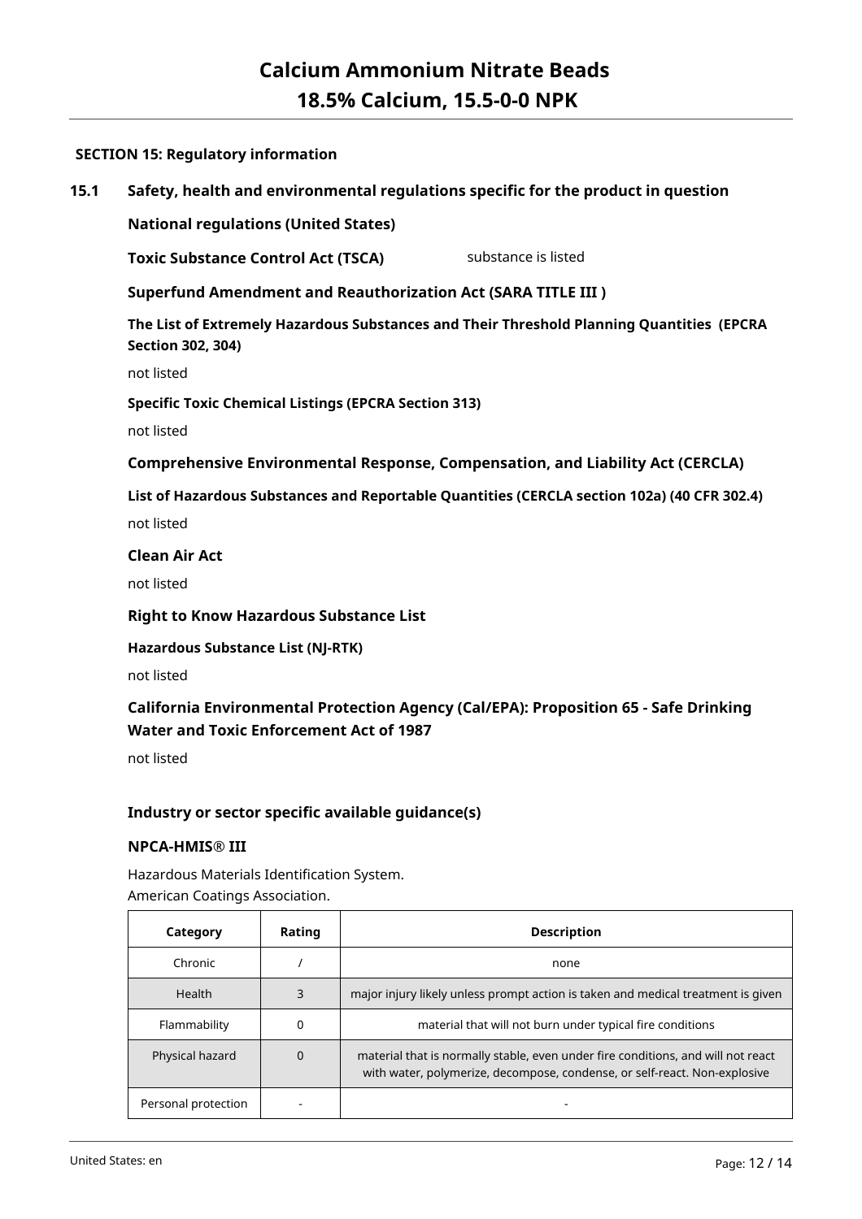## SECTION 15: Regulatory information

### 15.1 Safety, health and environmental regulations specific for the product in question

**National regulations (United States)**

**Toxic Substance Control Act (TSCA)** substance is listed

**Superfund Amendment and Reauthorization Act (SARA TITLE III )**

**The List of Extremely Hazardous Substances and Their Threshold Planning Quantities (EPCRA Section 302, 304)**

not listed

**Specific Toxic Chemical Listings (EPCRA Section 313)**

not listed

**Comprehensive Environmental Response, Compensation, and Liability Act (CERCLA)**

**List of Hazardous Substances and Reportable Quantities (CERCLA section 102a) (40 CFR 302.4)**

not listed

**Clean Air Act**

not listed

**Right to Know Hazardous Substance List**

**Hazardous Substance List (NJ-RTK)**

not listed

**California Environmental Protection Agency (Cal/EPA): Proposition 65 - Safe Drinking Water and Toxic Enforcement Act of 1987**

not listed

**Industry or sector specific available guidance(s)**

**NPCA-HMIS® III**

Hazardous Materials Identification System.
American Coatings Association.

| Category | Rating | Description |
|---|---|---|
| Chronic | / | none |
| Health | 3 | major injury likely unless prompt action is taken and medical treatment is given |
| Flammability | 0 | material that will not burn under typical fire conditions |
| Physical hazard | 0 | material that is normally stable, even under fire conditions, and will not react with water, polymerize, decompose, condense, or self-react. Non-explosive |
| Personal protection | - | - |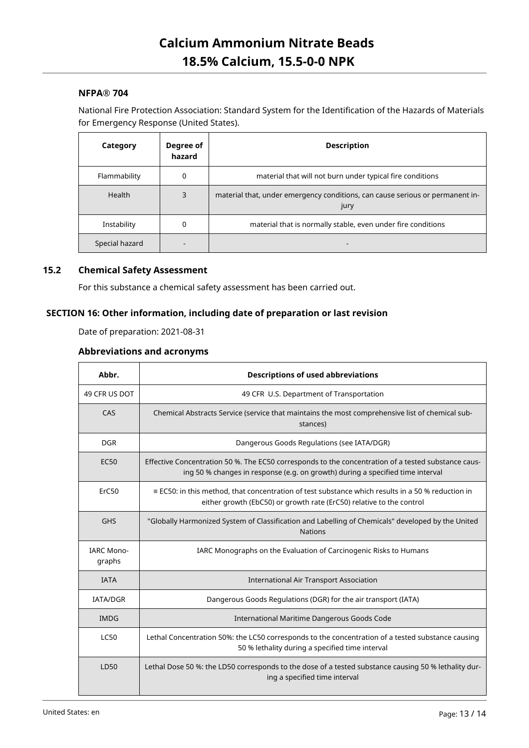### NFPA® 704

National Fire Protection Association: Standard System for the Identification of the Hazards of Materials for Emergency Response (United States).

| Category | Degree of hazard | Description |
|---|---|---|
| Flammability | 0 | material that will not burn under typical fire conditions |
| Health | 3 | material that, under emergency conditions, can cause serious or permanent injury |
| Instability | 0 | material that is normally stable, even under fire conditions |
| Special hazard | - | - |

## 15.2 Chemical Safety Assessment

For this substance a chemical safety assessment has been carried out.

## SECTION 16: Other information, including date of preparation or last revision

Date of preparation: 2021-08-31

### Abbreviations and acronyms

| Abbr. | Descriptions of used abbreviations |
|---|---|
| 49 CFR US DOT | 49 CFR U.S. Department of Transportation |
| CAS | Chemical Abstracts Service (service that maintains the most comprehensive list of chemical substances) |
| DGR | Dangerous Goods Regulations (see IATA/DGR) |
| EC50 | Effective Concentration 50 %. The EC50 corresponds to the concentration of a tested substance causing 50 % changes in response (e.g. on growth) during a specified time interval |
| ErC50 | ≡ EC50: in this method, that concentration of test substance which results in a 50 % reduction in either growth (EbC50) or growth rate (ErC50) relative to the control |
| GHS | "Globally Harmonized System of Classification and Labelling of Chemicals" developed by the United Nations |
| IARC Monographs | IARC Monographs on the Evaluation of Carcinogenic Risks to Humans |
| IATA | International Air Transport Association |
| IATA/DGR | Dangerous Goods Regulations (DGR) for the air transport (IATA) |
| IMDG | International Maritime Dangerous Goods Code |
| LC50 | Lethal Concentration 50%: the LC50 corresponds to the concentration of a tested substance causing 50 % lethality during a specified time interval |
| LD50 | Lethal Dose 50 %: the LD50 corresponds to the dose of a tested substance causing 50 % lethality during a specified time interval |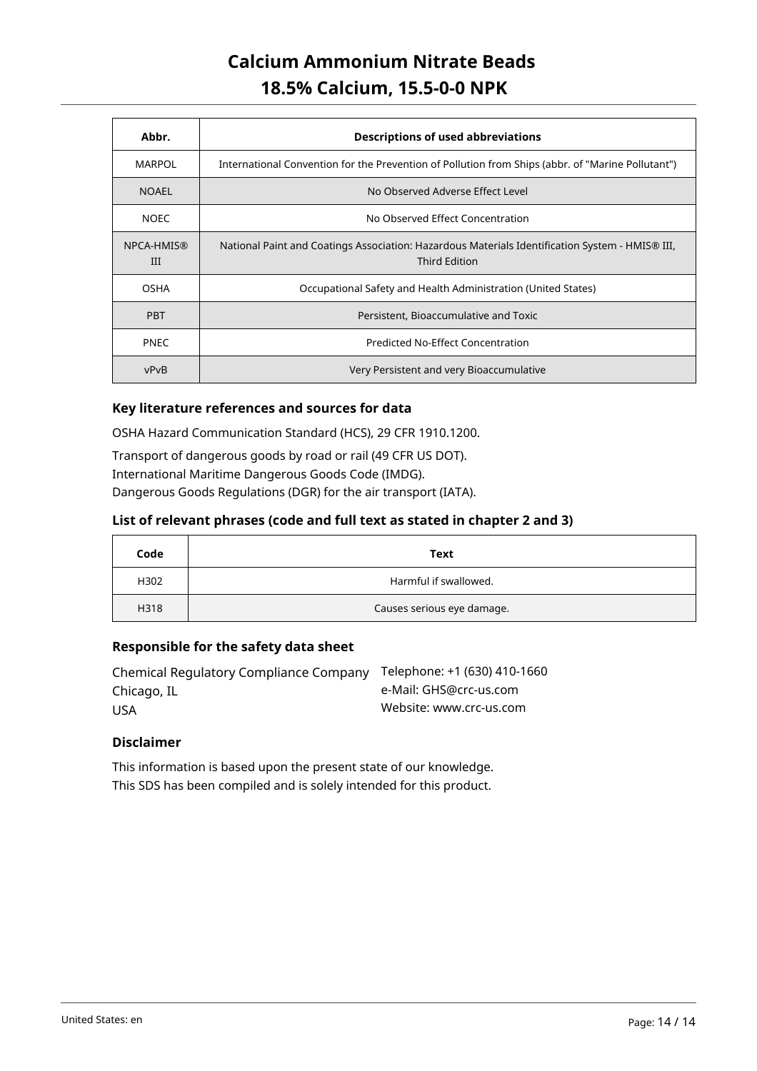| Abbr. | Descriptions of used abbreviations |
| --- | --- |
| MARPOL | International Convention for the Prevention of Pollution from Ships (abbr. of "Marine Pollutant") |
| NOAEL | No Observed Adverse Effect Level |
| NOEC | No Observed Effect Concentration |
| NPCA-HMIS® III | National Paint and Coatings Association: Hazardous Materials Identification System - HMIS® III, Third Edition |
| OSHA | Occupational Safety and Health Administration (United States) |
| PBT | Persistent, Bioaccumulative and Toxic |
| PNEC | Predicted No-Effect Concentration |
| vPvB | Very Persistent and very Bioaccumulative |

### Key literature references and sources for data

OSHA Hazard Communication Standard (HCS), 29 CFR 1910.1200.

Transport of dangerous goods by road or rail (49 CFR US DOT).
International Maritime Dangerous Goods Code (IMDG).
Dangerous Goods Regulations (DGR) for the air transport (IATA).

### List of relevant phrases (code and full text as stated in chapter 2 and 3)

| Code | Text |
| --- | --- |
| H302 | Harmful if swallowed. |
| H318 | Causes serious eye damage. |

### Responsible for the safety data sheet

Chemical Regulatory Compliance Company
Chicago, IL
USA

Telephone: +1 (630) 410-1660
e-Mail: GHS@crc-us.com
Website: www.crc-us.com

### Disclaimer

This information is based upon the present state of our knowledge.
This SDS has been compiled and is solely intended for this product.